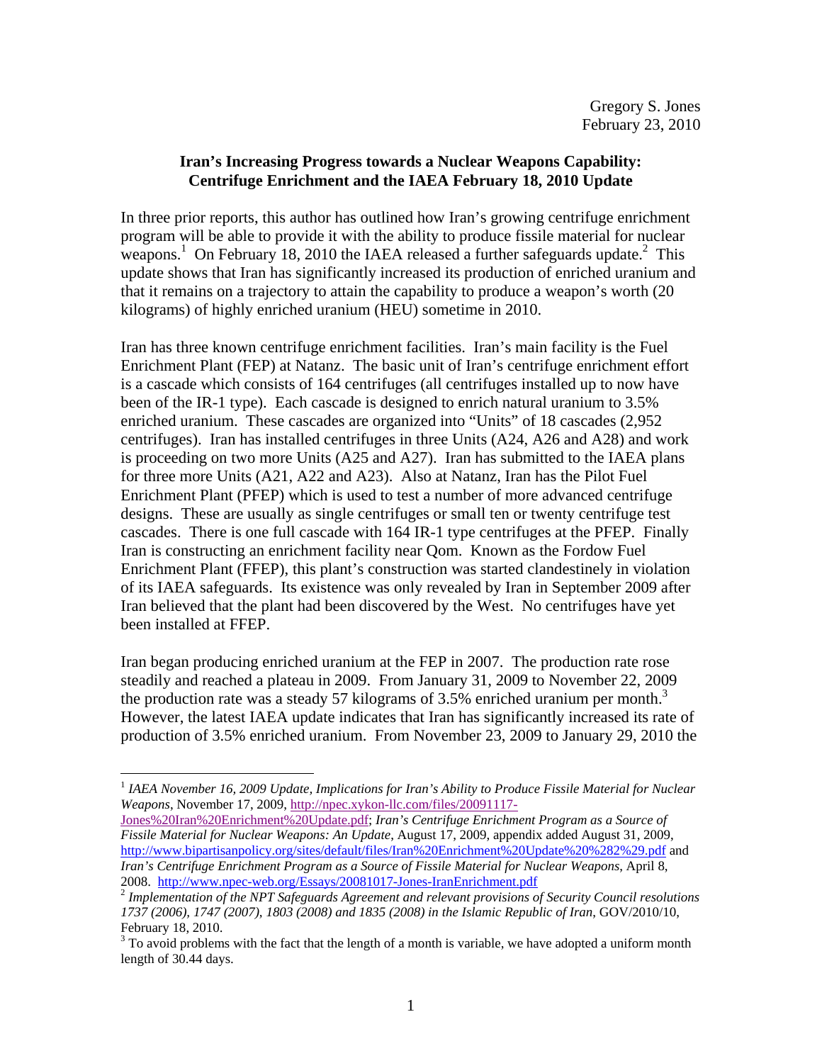Gregory S. Jones
February 23, 2010

## Iran's Increasing Progress towards a Nuclear Weapons Capability: Centrifuge Enrichment and the IAEA February 18, 2010 Update

In three prior reports, this author has outlined how Iran's growing centrifuge enrichment program will be able to provide it with the ability to produce fissile material for nuclear weapons.[1] On February 18, 2010 the IAEA released a further safeguards update.[2] This update shows that Iran has significantly increased its production of enriched uranium and that it remains on a trajectory to attain the capability to produce a weapon's worth (20 kilograms) of highly enriched uranium (HEU) sometime in 2010.

Iran has three known centrifuge enrichment facilities. Iran's main facility is the Fuel Enrichment Plant (FEP) at Natanz. The basic unit of Iran's centrifuge enrichment effort is a cascade which consists of 164 centrifuges (all centrifuges installed up to now have been of the IR-1 type). Each cascade is designed to enrich natural uranium to 3.5% enriched uranium. These cascades are organized into "Units" of 18 cascades (2,952 centrifuges). Iran has installed centrifuges in three Units (A24, A26 and A28) and work is proceeding on two more Units (A25 and A27). Iran has submitted to the IAEA plans for three more Units (A21, A22 and A23). Also at Natanz, Iran has the Pilot Fuel Enrichment Plant (PFEP) which is used to test a number of more advanced centrifuge designs. These are usually as single centrifuges or small ten or twenty centrifuge test cascades. There is one full cascade with 164 IR-1 type centrifuges at the PFEP. Finally Iran is constructing an enrichment facility near Qom. Known as the Fordow Fuel Enrichment Plant (FFEP), this plant's construction was started clandestinely in violation of its IAEA safeguards. Its existence was only revealed by Iran in September 2009 after Iran believed that the plant had been discovered by the West. No centrifuges have yet been installed at FFEP.

Iran began producing enriched uranium at the FEP in 2007. The production rate rose steadily and reached a plateau in 2009. From January 31, 2009 to November 22, 2009 the production rate was a steady 57 kilograms of 3.5% enriched uranium per month.[3] However, the latest IAEA update indicates that Iran has significantly increased its rate of production of 3.5% enriched uranium. From November 23, 2009 to January 29, 2010 the

---

[1] *IAEA November 16, 2009 Update, Implications for Iran's Ability to Produce Fissile Material for Nuclear Weapons*, November 17, 2009, http://npec.xykon-llc.com/files/20091117-Jones%20Iran%20Enrichment%20Update.pdf; *Iran's Centrifuge Enrichment Program as a Source of Fissile Material for Nuclear Weapons: An Update*, August 17, 2009, appendix added August 31, 2009, http://www.bipartisanpolicy.org/sites/default/files/Iran%20Enrichment%20Update%20%282%29.pdf and *Iran's Centrifuge Enrichment Program as a Source of Fissile Material for Nuclear Weapons*, April 8, 2008. http://www.npec-web.org/Essays/20081017-Jones-IranEnrichment.pdf

[2] *Implementation of the NPT Safeguards Agreement and relevant provisions of Security Council resolutions 1737 (2006), 1747 (2007), 1803 (2008) and 1835 (2008) in the Islamic Republic of Iran*, GOV/2010/10, February 18, 2010.

[3] To avoid problems with the fact that the length of a month is variable, we have adopted a uniform month length of 30.44 days.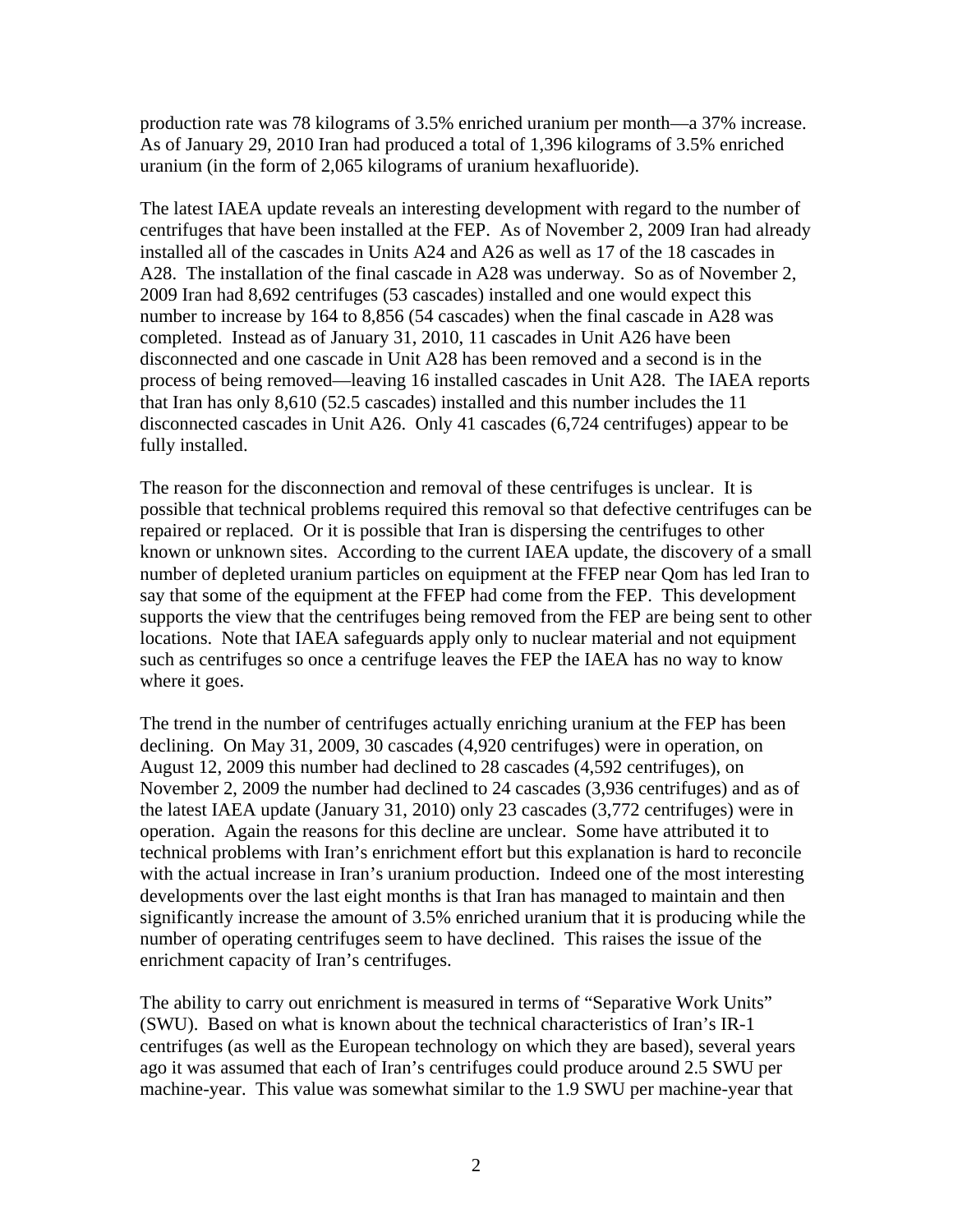production rate was 78 kilograms of 3.5% enriched uranium per month—a 37% increase. As of January 29, 2010 Iran had produced a total of 1,396 kilograms of 3.5% enriched uranium (in the form of 2,065 kilograms of uranium hexafluoride).

The latest IAEA update reveals an interesting development with regard to the number of centrifuges that have been installed at the FEP. As of November 2, 2009 Iran had already installed all of the cascades in Units A24 and A26 as well as 17 of the 18 cascades in A28. The installation of the final cascade in A28 was underway. So as of November 2, 2009 Iran had 8,692 centrifuges (53 cascades) installed and one would expect this number to increase by 164 to 8,856 (54 cascades) when the final cascade in A28 was completed. Instead as of January 31, 2010, 11 cascades in Unit A26 have been disconnected and one cascade in Unit A28 has been removed and a second is in the process of being removed—leaving 16 installed cascades in Unit A28. The IAEA reports that Iran has only 8,610 (52.5 cascades) installed and this number includes the 11 disconnected cascades in Unit A26. Only 41 cascades (6,724 centrifuges) appear to be fully installed.

The reason for the disconnection and removal of these centrifuges is unclear. It is possible that technical problems required this removal so that defective centrifuges can be repaired or replaced. Or it is possible that Iran is dispersing the centrifuges to other known or unknown sites. According to the current IAEA update, the discovery of a small number of depleted uranium particles on equipment at the FFEP near Qom has led Iran to say that some of the equipment at the FFEP had come from the FEP. This development supports the view that the centrifuges being removed from the FEP are being sent to other locations. Note that IAEA safeguards apply only to nuclear material and not equipment such as centrifuges so once a centrifuge leaves the FEP the IAEA has no way to know where it goes.

The trend in the number of centrifuges actually enriching uranium at the FEP has been declining. On May 31, 2009, 30 cascades (4,920 centrifuges) were in operation, on August 12, 2009 this number had declined to 28 cascades (4,592 centrifuges), on November 2, 2009 the number had declined to 24 cascades (3,936 centrifuges) and as of the latest IAEA update (January 31, 2010) only 23 cascades (3,772 centrifuges) were in operation. Again the reasons for this decline are unclear. Some have attributed it to technical problems with Iran's enrichment effort but this explanation is hard to reconcile with the actual increase in Iran's uranium production. Indeed one of the most interesting developments over the last eight months is that Iran has managed to maintain and then significantly increase the amount of 3.5% enriched uranium that it is producing while the number of operating centrifuges seem to have declined. This raises the issue of the enrichment capacity of Iran's centrifuges.

The ability to carry out enrichment is measured in terms of "Separative Work Units" (SWU). Based on what is known about the technical characteristics of Iran's IR-1 centrifuges (as well as the European technology on which they are based), several years ago it was assumed that each of Iran's centrifuges could produce around 2.5 SWU per machine-year. This value was somewhat similar to the 1.9 SWU per machine-year that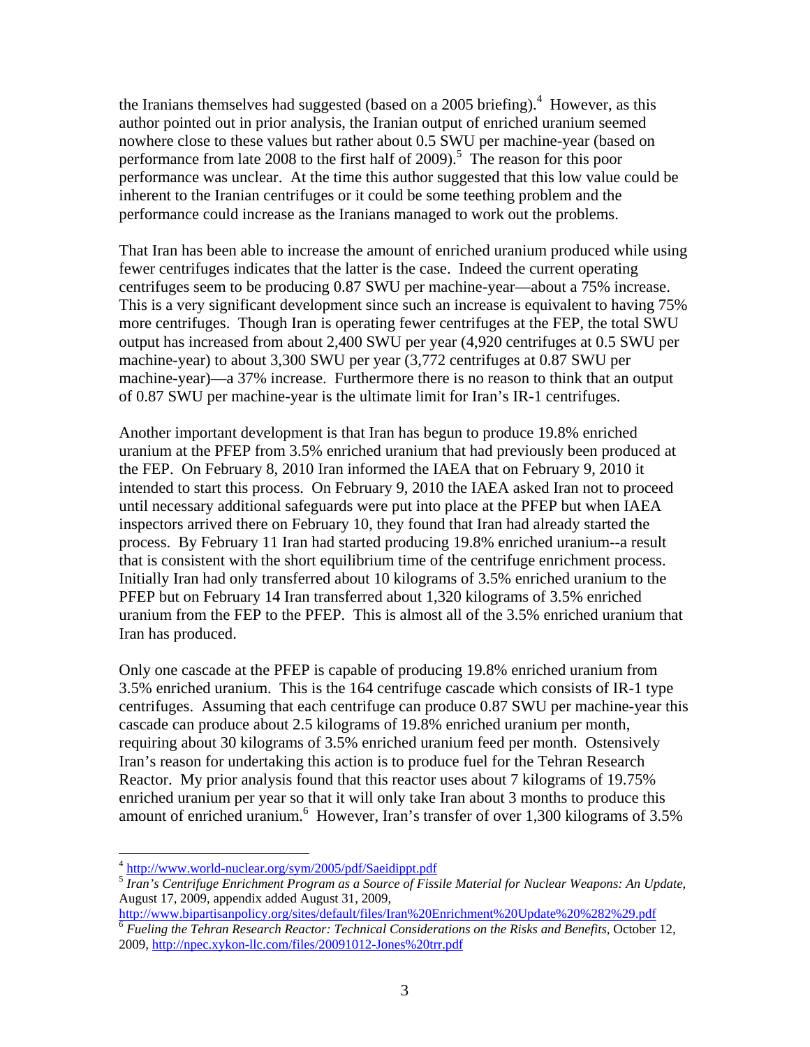the Iranians themselves had suggested (based on a 2005 briefing).[4] However, as this author pointed out in prior analysis, the Iranian output of enriched uranium seemed nowhere close to these values but rather about 0.5 SWU per machine-year (based on performance from late 2008 to the first half of 2009).[5] The reason for this poor performance was unclear. At the time this author suggested that this low value could be inherent to the Iranian centrifuges or it could be some teething problem and the performance could increase as the Iranians managed to work out the problems.

That Iran has been able to increase the amount of enriched uranium produced while using fewer centrifuges indicates that the latter is the case. Indeed the current operating centrifuges seem to be producing 0.87 SWU per machine-year—about a 75% increase. This is a very significant development since such an increase is equivalent to having 75% more centrifuges. Though Iran is operating fewer centrifuges at the FEP, the total SWU output has increased from about 2,400 SWU per year (4,920 centrifuges at 0.5 SWU per machine-year) to about 3,300 SWU per year (3,772 centrifuges at 0.87 SWU per machine-year)—a 37% increase. Furthermore there is no reason to think that an output of 0.87 SWU per machine-year is the ultimate limit for Iran's IR-1 centrifuges.

Another important development is that Iran has begun to produce 19.8% enriched uranium at the PFEP from 3.5% enriched uranium that had previously been produced at the FEP. On February 8, 2010 Iran informed the IAEA that on February 9, 2010 it intended to start this process. On February 9, 2010 the IAEA asked Iran not to proceed until necessary additional safeguards were put into place at the PFEP but when IAEA inspectors arrived there on February 10, they found that Iran had already started the process. By February 11 Iran had started producing 19.8% enriched uranium--a result that is consistent with the short equilibrium time of the centrifuge enrichment process. Initially Iran had only transferred about 10 kilograms of 3.5% enriched uranium to the PFEP but on February 14 Iran transferred about 1,320 kilograms of 3.5% enriched uranium from the FEP to the PFEP. This is almost all of the 3.5% enriched uranium that Iran has produced.

Only one cascade at the PFEP is capable of producing 19.8% enriched uranium from 3.5% enriched uranium. This is the 164 centrifuge cascade which consists of IR-1 type centrifuges. Assuming that each centrifuge can produce 0.87 SWU per machine-year this cascade can produce about 2.5 kilograms of 19.8% enriched uranium per month, requiring about 30 kilograms of 3.5% enriched uranium feed per month. Ostensively Iran's reason for undertaking this action is to produce fuel for the Tehran Research Reactor. My prior analysis found that this reactor uses about 7 kilograms of 19.75% enriched uranium per year so that it will only take Iran about 3 months to produce this amount of enriched uranium.[6] However, Iran's transfer of over 1,300 kilograms of 3.5%

---

[4] http://www.world-nuclear.org/sym/2005/pdf/Saeidippt.pdf

[5] *Iran's Centrifuge Enrichment Program as a Source of Fissile Material for Nuclear Weapons: An Update*, August 17, 2009, appendix added August 31, 2009, http://www.bipartisanpolicy.org/sites/default/files/Iran%20Enrichment%20Update%20%282%29.pdf

[6] *Fueling the Tehran Research Reactor: Technical Considerations on the Risks and Benefits*, October 12, 2009, http://npec.xykon-llc.com/files/20091012-Jones%20trr.pdf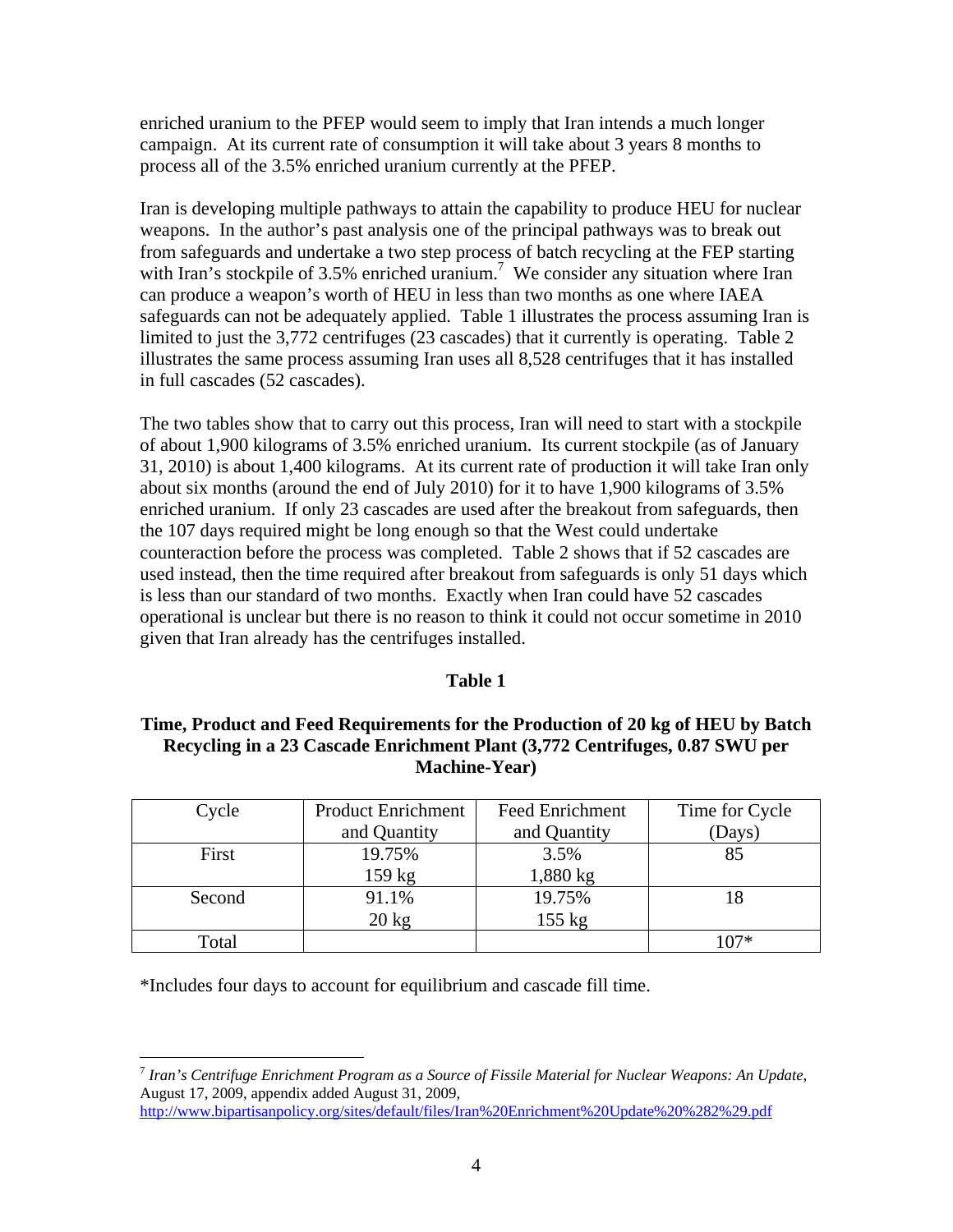enriched uranium to the PFEP would seem to imply that Iran intends a much longer campaign. At its current rate of consumption it will take about 3 years 8 months to process all of the 3.5% enriched uranium currently at the PFEP.

Iran is developing multiple pathways to attain the capability to produce HEU for nuclear weapons. In the author's past analysis one of the principal pathways was to break out from safeguards and undertake a two step process of batch recycling at the FEP starting with Iran's stockpile of 3.5% enriched uranium.[7] We consider any situation where Iran can produce a weapon's worth of HEU in less than two months as one where IAEA safeguards can not be adequately applied. Table 1 illustrates the process assuming Iran is limited to just the 3,772 centrifuges (23 cascades) that it currently is operating. Table 2 illustrates the same process assuming Iran uses all 8,528 centrifuges that it has installed in full cascades (52 cascades).

The two tables show that to carry out this process, Iran will need to start with a stockpile of about 1,900 kilograms of 3.5% enriched uranium. Its current stockpile (as of January 31, 2010) is about 1,400 kilograms. At its current rate of production it will take Iran only about six months (around the end of July 2010) for it to have 1,900 kilograms of 3.5% enriched uranium. If only 23 cascades are used after the breakout from safeguards, then the 107 days required might be long enough so that the West could undertake counteraction before the process was completed. Table 2 shows that if 52 cascades are used instead, then the time required after breakout from safeguards is only 51 days which is less than our standard of two months. Exactly when Iran could have 52 cascades operational is unclear but there is no reason to think it could not occur sometime in 2010 given that Iran already has the centrifuges installed.

**Table 1**

**Time, Product and Feed Requirements for the Production of 20 kg of HEU by Batch Recycling in a 23 Cascade Enrichment Plant (3,772 Centrifuges, 0.87 SWU per Machine-Year)**

| Cycle | Product Enrichment and Quantity | Feed Enrichment and Quantity | Time for Cycle (Days) |
|---|---|---|---|
| First | 19.75% 159 kg | 3.5% 1,880 kg | 85 |
| Second | 91.1% 20 kg | 19.75% 155 kg | 18 |
| Total | | | 107* |

*Includes four days to account for equilibrium and cascade fill time.

[7] *Iran's Centrifuge Enrichment Program as a Source of Fissile Material for Nuclear Weapons: An Update*, August 17, 2009, appendix added August 31, 2009, http://www.bipartisanpolicy.org/sites/default/files/Iran%20Enrichment%20Update%20%282%29.pdf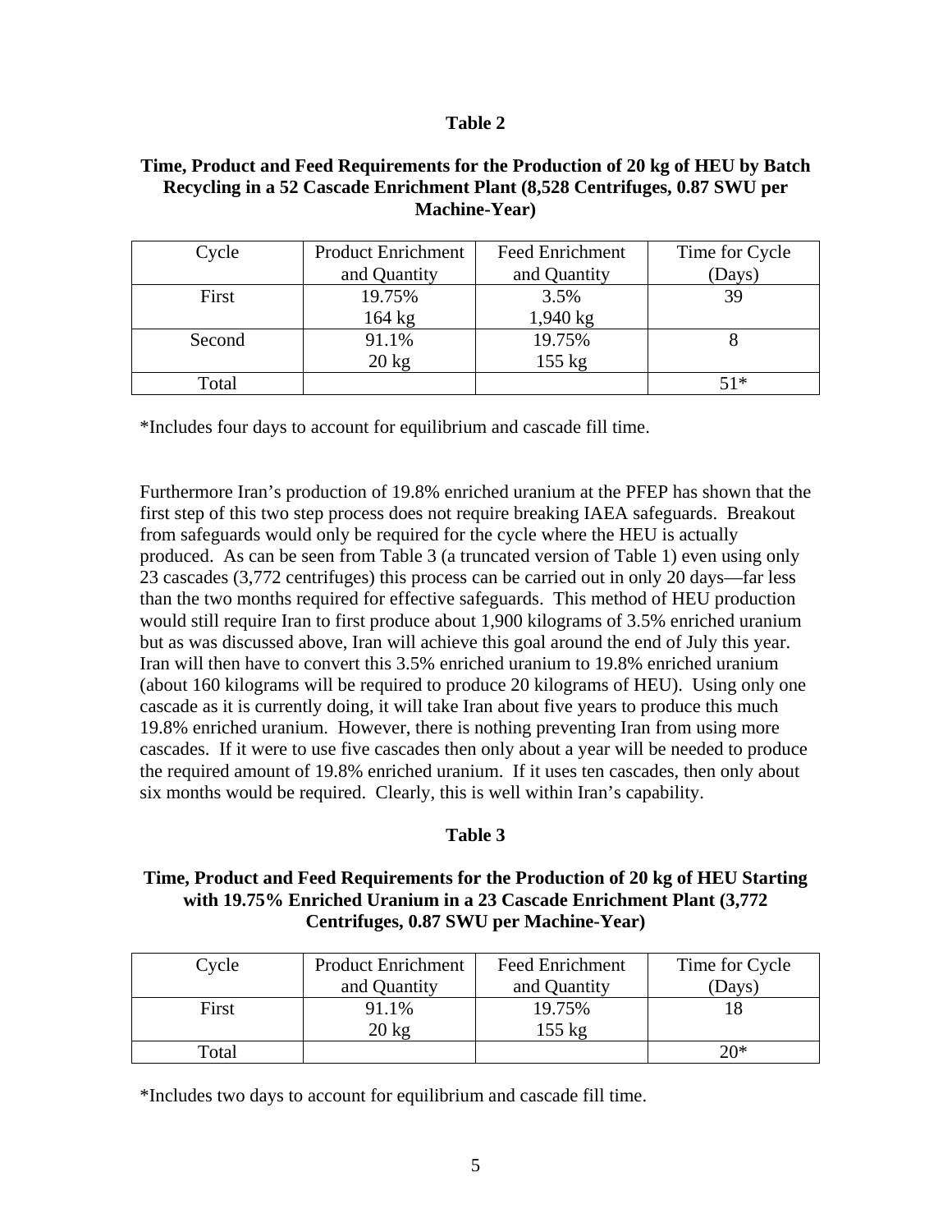**Table 2**

**Time, Product and Feed Requirements for the Production of 20 kg of HEU by Batch Recycling in a 52 Cascade Enrichment Plant (8,528 Centrifuges, 0.87 SWU per Machine-Year)**

| Cycle | Product Enrichment and Quantity | Feed Enrichment and Quantity | Time for Cycle (Days) |
|---|---|---|---|
| First | 19.75% 164 kg | 3.5% 1,940 kg | 39 |
| Second | 91.1% 20 kg | 19.75% 155 kg | 8 |
| Total | | | 51* |

*Includes four days to account for equilibrium and cascade fill time.

Furthermore Iran's production of 19.8% enriched uranium at the PFEP has shown that the first step of this two step process does not require breaking IAEA safeguards. Breakout from safeguards would only be required for the cycle where the HEU is actually produced. As can be seen from Table 3 (a truncated version of Table 1) even using only 23 cascades (3,772 centrifuges) this process can be carried out in only 20 days—far less than the two months required for effective safeguards. This method of HEU production would still require Iran to first produce about 1,900 kilograms of 3.5% enriched uranium but as was discussed above, Iran will achieve this goal around the end of July this year. Iran will then have to convert this 3.5% enriched uranium to 19.8% enriched uranium (about 160 kilograms will be required to produce 20 kilograms of HEU). Using only one cascade as it is currently doing, it will take Iran about five years to produce this much 19.8% enriched uranium. However, there is nothing preventing Iran from using more cascades. If it were to use five cascades then only about a year will be needed to produce the required amount of 19.8% enriched uranium. If it uses ten cascades, then only about six months would be required. Clearly, this is well within Iran's capability.

**Table 3**

**Time, Product and Feed Requirements for the Production of 20 kg of HEU Starting with 19.75% Enriched Uranium in a 23 Cascade Enrichment Plant (3,772 Centrifuges, 0.87 SWU per Machine-Year)**

| Cycle | Product Enrichment and Quantity | Feed Enrichment and Quantity | Time for Cycle (Days) |
|---|---|---|---|
| First | 91.1% 20 kg | 19.75% 155 kg | 18 |
| Total | | | 20* |

*Includes two days to account for equilibrium and cascade fill time.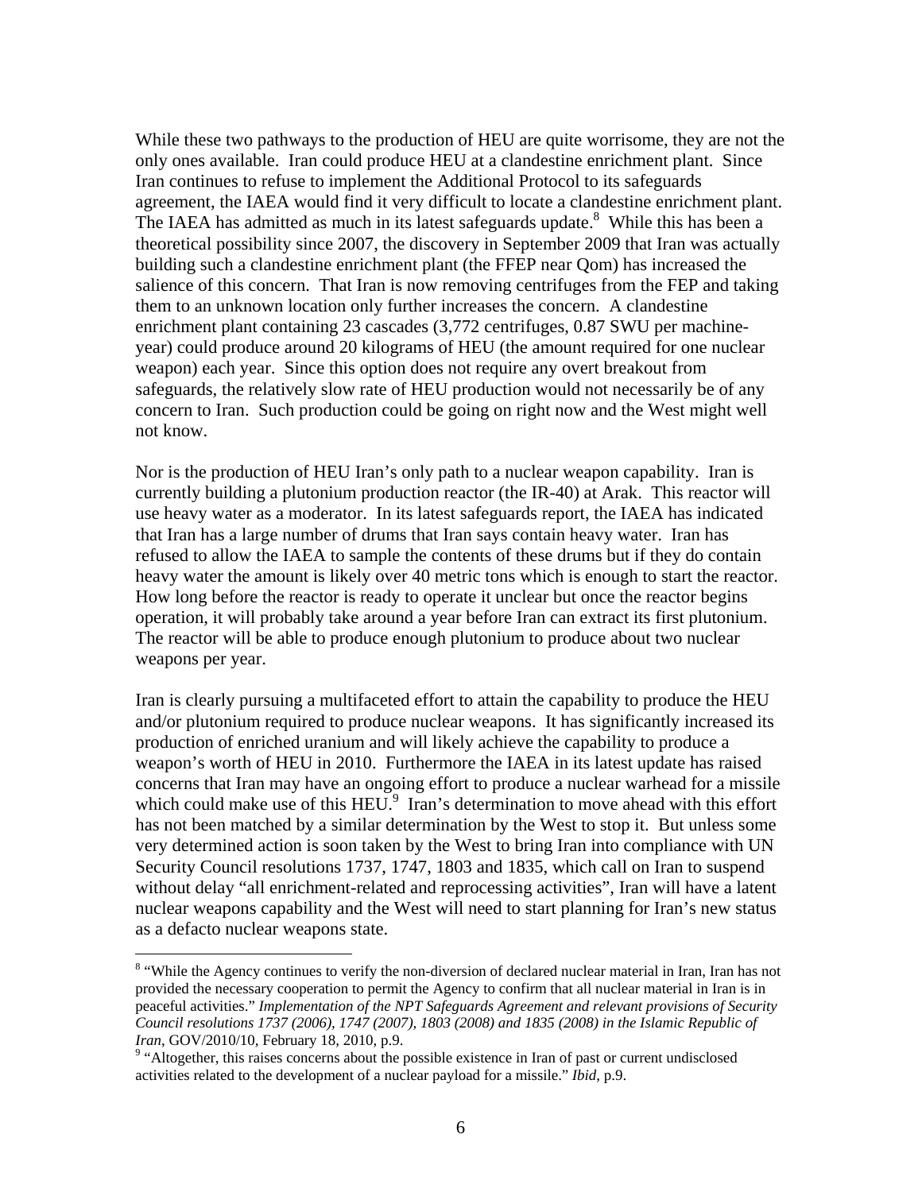While these two pathways to the production of HEU are quite worrisome, they are not the only ones available. Iran could produce HEU at a clandestine enrichment plant. Since Iran continues to refuse to implement the Additional Protocol to its safeguards agreement, the IAEA would find it very difficult to locate a clandestine enrichment plant. The IAEA has admitted as much in its latest safeguards update.[8] While this has been a theoretical possibility since 2007, the discovery in September 2009 that Iran was actually building such a clandestine enrichment plant (the FFEP near Qom) has increased the salience of this concern. That Iran is now removing centrifuges from the FEP and taking them to an unknown location only further increases the concern. A clandestine enrichment plant containing 23 cascades (3,772 centrifuges, 0.87 SWU per machine-year) could produce around 20 kilograms of HEU (the amount required for one nuclear weapon) each year. Since this option does not require any overt breakout from safeguards, the relatively slow rate of HEU production would not necessarily be of any concern to Iran. Such production could be going on right now and the West might well not know.

Nor is the production of HEU Iran's only path to a nuclear weapon capability. Iran is currently building a plutonium production reactor (the IR-40) at Arak. This reactor will use heavy water as a moderator. In its latest safeguards report, the IAEA has indicated that Iran has a large number of drums that Iran says contain heavy water. Iran has refused to allow the IAEA to sample the contents of these drums but if they do contain heavy water the amount is likely over 40 metric tons which is enough to start the reactor. How long before the reactor is ready to operate it unclear but once the reactor begins operation, it will probably take around a year before Iran can extract its first plutonium. The reactor will be able to produce enough plutonium to produce about two nuclear weapons per year.

Iran is clearly pursuing a multifaceted effort to attain the capability to produce the HEU and/or plutonium required to produce nuclear weapons. It has significantly increased its production of enriched uranium and will likely achieve the capability to produce a weapon's worth of HEU in 2010. Furthermore the IAEA in its latest update has raised concerns that Iran may have an ongoing effort to produce a nuclear warhead for a missile which could make use of this HEU.[9] Iran's determination to move ahead with this effort has not been matched by a similar determination by the West to stop it. But unless some very determined action is soon taken by the West to bring Iran into compliance with UN Security Council resolutions 1737, 1747, 1803 and 1835, which call on Iran to suspend without delay "all enrichment-related and reprocessing activities", Iran will have a latent nuclear weapons capability and the West will need to start planning for Iran's new status as a defacto nuclear weapons state.

---

[8] "While the Agency continues to verify the non-diversion of declared nuclear material in Iran, Iran has not provided the necessary cooperation to permit the Agency to confirm that all nuclear material in Iran is in peaceful activities." *Implementation of the NPT Safeguards Agreement and relevant provisions of Security Council resolutions 1737 (2006), 1747 (2007), 1803 (2008) and 1835 (2008) in the Islamic Republic of Iran*, GOV/2010/10, February 18, 2010, p.9.

[9] "Altogether, this raises concerns about the possible existence in Iran of past or current undisclosed activities related to the development of a nuclear payload for a missile." *Ibid*, p.9.